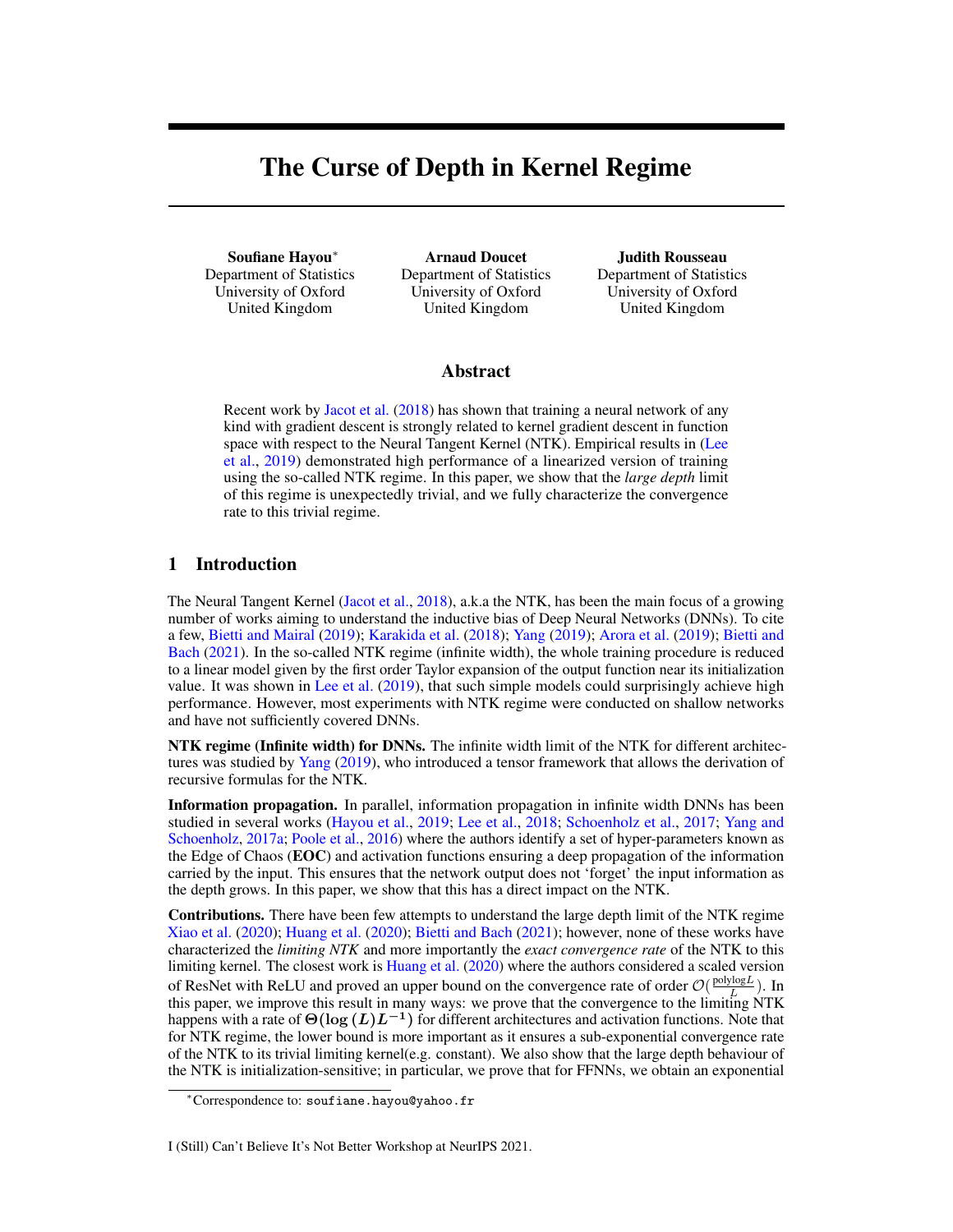# The Curse of Depth in Kernel Regime

**Soufiane Hayou**[*]
Department of Statistics
University of Oxford
United Kingdom

**Arnaud Doucet**
Department of Statistics
University of Oxford
United Kingdom

**Judith Rousseau**
Department of Statistics
University of Oxford
United Kingdom

## Abstract

Recent work by Jacot et al. (2018) has shown that training a neural network of any kind with gradient descent is strongly related to kernel gradient descent in function space with respect to the Neural Tangent Kernel (NTK). Empirical results in (Lee et al., 2019) demonstrated high performance of a linearized version of training using the so-called NTK regime. In this paper, we show that the *large depth* limit of this regime is unexpectedly trivial, and we fully characterize the convergence rate to this trivial regime.

## 1 Introduction

The Neural Tangent Kernel (Jacot et al., 2018), a.k.a the NTK, has been the main focus of a growing number of works aiming to understand the inductive bias of Deep Neural Networks (DNNs). To cite a few, Bietti and Mairal (2019); Karakida et al. (2018); Yang (2019); Arora et al. (2019); Bietti and Bach (2021). In the so-called NTK regime (infinite width), the whole training procedure is reduced to a linear model given by the first order Taylor expansion of the output function near its initialization value. It was shown in Lee et al. (2019), that such simple models could surprisingly achieve high performance. However, most experiments with NTK regime were conducted on shallow networks and have not sufficiently covered DNNs.

**NTK regime (Infinite width) for DNNs.** The infinite width limit of the NTK for different architectures was studied by Yang (2019), who introduced a tensor framework that allows the derivation of recursive formulas for the NTK.

**Information propagation.** In parallel, information propagation in infinite width DNNs has been studied in several works (Hayou et al., 2019; Lee et al., 2018; Schoenholz et al., 2017; Yang and Schoenholz, 2017a; Poole et al., 2016) where the authors identify a set of hyper-parameters known as the Edge of Chaos (**EOC**) and activation functions ensuring a deep propagation of the information carried by the input. This ensures that the network output does not 'forget' the input information as the depth grows. In this paper, we show that this has a direct impact on the NTK.

**Contributions.** There have been few attempts to understand the large depth limit of the NTK regime Xiao et al. (2020); Huang et al. (2020); Bietti and Bach (2021); however, none of these works have characterized the *limiting NTK* and more importantly the *exact convergence rate* of the NTK to this limiting kernel. The closest work is Huang et al. (2020) where the authors considered a scaled version of ResNet with ReLU and proved an upper bound on the convergence rate of order $\mathcal{O}(\frac{\text{polylog}L}{L})$. In this paper, we improve this result in many ways: we prove that the convergence to the limiting NTK happens with a rate of $\Theta(\log(L)L^{-1})$ for different architectures and activation functions. Note that for NTK regime, the lower bound is more important as it ensures a sub-exponential convergence rate of the NTK to its trivial limiting kernel(e.g. constant). We also show that the large depth behaviour of the NTK is initialization-sensitive; in particular, we prove that for FFNNs, we obtain an exponential

[*]Correspondence to: soufiane.hayou@yahoo.fr

I (Still) Can't Believe It's Not Better Workshop at NeurIPS 2021.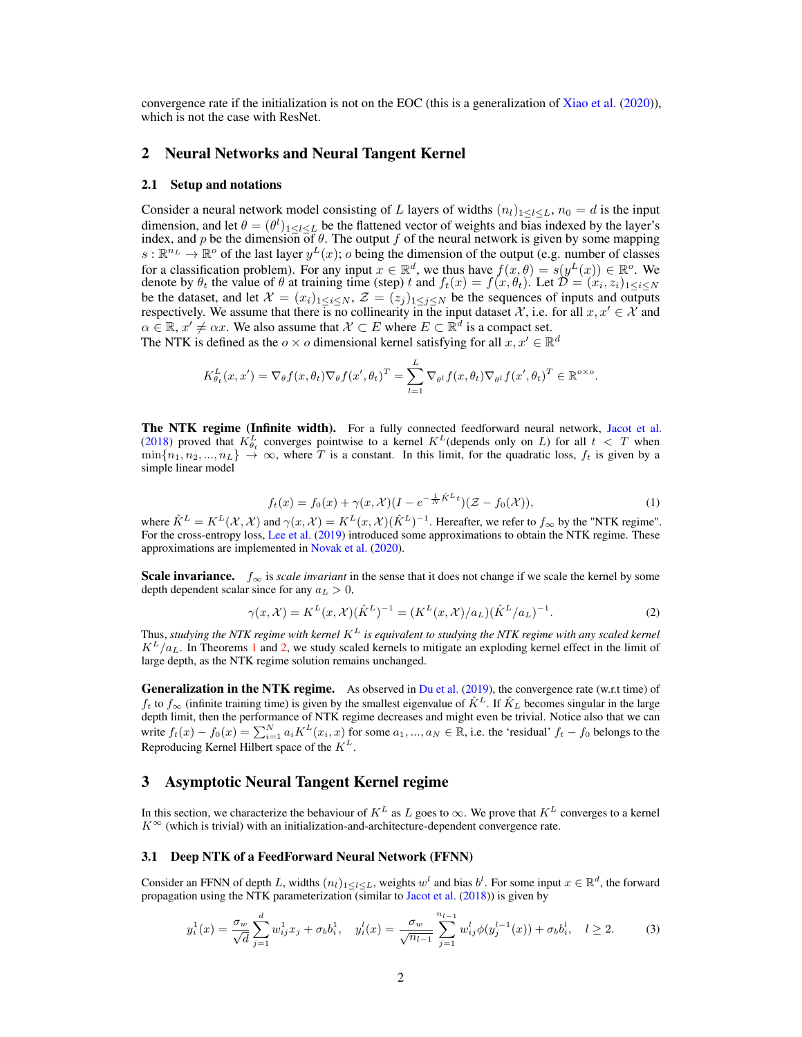convergence rate if the initialization is not on the EOC (this is a generalization of Xiao et al. (2020)), which is not the case with ResNet.

## 2 Neural Networks and Neural Tangent Kernel

### 2.1 Setup and notations

Consider a neural network model consisting of $L$ layers of widths $(n_l)_{1\leq l\leq L}$, $n_0 = d$ is the input dimension, and let $\theta = (\theta^l)_{1\leq l\leq L}$ be the flattened vector of weights and bias indexed by the layer's index, and $p$ be the dimension of $\theta$. The output $f$ of the neural network is given by some mapping $s : \mathbb{R}^{n_L} \to \mathbb{R}^o$ of the last layer $y^L(x)$; $o$ being the dimension of the output (e.g. number of classes for a classification problem). For any input $x \in \mathbb{R}^d$, we thus have $f(x, \theta) = s(y^L(x)) \in \mathbb{R}^o$. We denote by $\theta_t$ the value of $\theta$ at training time (step) $t$ and $f_t(x) = f(x, \theta_t)$. Let $\mathcal{D} = (x_i, z_i)_{1\leq i\leq N}$ be the dataset, and let $\mathcal{X} = (x_i)_{1\leq i\leq N}$, $\mathcal{Z} = (z_j)_{1\leq j\leq N}$ be the sequences of inputs and outputs respectively. We assume that there is no collinearity in the input dataset $\mathcal{X}$, i.e. for all $x, x' \in \mathcal{X}$ and $\alpha \in \mathbb{R}$, $x' \neq \alpha x$. We also assume that $\mathcal{X} \subset E$ where $E \subset \mathbb{R}^d$ is a compact set.
The NTK is defined as the $o \times o$ dimensional kernel satisfying for all $x, x' \in \mathbb{R}^d$

$$K^L_{\theta_t}(x, x') = \nabla_\theta f(x, \theta_t)\nabla_\theta f(x', \theta_t)^T = \sum_{l=1}^{L} \nabla_{\theta^l} f(x, \theta_t)\nabla_{\theta^l} f(x', \theta_t)^T \in \mathbb{R}^{o\times o}.$$

**The NTK regime (Infinite width).** For a fully connected feedforward neural network, Jacot et al. (2018) proved that $K^L_{\theta_t}$ converges pointwise to a kernel $K^L$(depends only on $L$) for all $t < T$ when $\min\{n_1, n_2, ..., n_L\} \to \infty$, where $T$ is a constant. In this limit, for the quadratic loss, $f_t$ is given by a simple linear model

$$f_t(x) = f_0(x) + \gamma(x, \mathcal{X})(I - e^{-\frac{1}{N}\hat{K}^L t})(\mathcal{Z} - f_0(\mathcal{X})), \tag{1}$$

where $\hat{K}^L = K^L(\mathcal{X}, \mathcal{X})$ and $\gamma(x, \mathcal{X}) = K^L(x, \mathcal{X})(\hat{K}^L)^{-1}$. Hereafter, we refer to $f_\infty$ by the "NTK regime". For the cross-entropy loss, Lee et al. (2019) introduced some approximations to obtain the NTK regime. These approximations are implemented in Novak et al. (2020).

**Scale invariance.** $f_\infty$ is *scale invariant* in the sense that it does not change if we scale the kernel by some depth dependent scalar since for any $a_L > 0$,

$$\gamma(x, \mathcal{X}) = K^L(x, \mathcal{X})(\hat{K}^L)^{-1} = (K^L(x, \mathcal{X})/a_L)(\hat{K}^L/a_L)^{-1}. \tag{2}$$

Thus, *studying the NTK regime with kernel $K^L$ is equivalent to studying the NTK regime with any scaled kernel* $K^L/a_L$. In Theorems 1 and 2, we study scaled kernels to mitigate an exploding kernel effect in the limit of large depth, as the NTK regime solution remains unchanged.

**Generalization in the NTK regime.** As observed in Du et al. (2019), the convergence rate (w.r.t time) of $f_t$ to $f_\infty$ (infinite training time) is given by the smallest eigenvalue of $\hat{K}^L$. If $\hat{K}_L$ becomes singular in the large depth limit, then the performance of NTK regime decreases and might even be trivial. Notice also that we can write $f_t(x) - f_0(x) = \sum_{i=1}^{N} a_i K^L(x_i, x)$ for some $a_1, ..., a_N \in \mathbb{R}$, i.e. the 'residual' $f_t - f_0$ belongs to the Reproducing Kernel Hilbert space of the $K^L$.

## 3 Asymptotic Neural Tangent Kernel regime

In this section, we characterize the behaviour of $K^L$ as $L$ goes to $\infty$. We prove that $K^L$ converges to a kernel $K^\infty$ (which is trivial) with an initialization-and-architecture-dependent convergence rate.

### 3.1 Deep NTK of a FeedForward Neural Network (FFNN)

Consider an FFNN of depth $L$, widths $(n_l)_{1\leq l\leq L}$, weights $w^l$ and bias $b^l$. For some input $x \in \mathbb{R}^d$, the forward propagation using the NTK parameterization (similar to Jacot et al. (2018)) is given by

$$y^1_i(x) = \frac{\sigma_w}{\sqrt{d}} \sum_{j=1}^{d} w^1_{ij} x_j + \sigma_b b^1_i, \quad y^l_i(x) = \frac{\sigma_w}{\sqrt{n_{l-1}}} \sum_{j=1}^{n_{l-1}} w^l_{ij} \phi(y^{l-1}_j(x)) + \sigma_b b^l_i, \quad l \geq 2. \tag{3}$$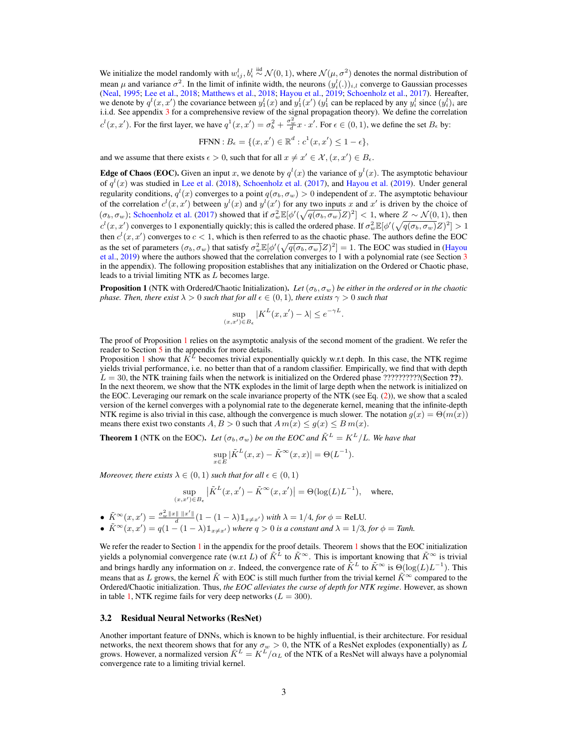We initialize the model randomly with $w_{ij}^l, b_i^l \overset{\text{iid}}{\sim} \mathcal{N}(0,1)$, where $\mathcal{N}(\mu, \sigma^2)$ denotes the normal distribution of mean $\mu$ and variance $\sigma^2$. In the limit of infinite width, the neurons $(y_i^l(.))_{i,l}$ converge to Gaussian processes (Neal, 1995; Lee et al., 2018; Matthews et al., 2018; Hayou et al., 2019; Schoenholz et al., 2017). Hereafter, we denote by $q^l(x,x')$ the covariance between $y_1^l(x)$ and $y_1^l(x')$ ($y_1^l$ can be replaced by any $y_i^l$ since $(y_i^l)_i$ are i.i.d. See appendix 3 for a comprehensive review of the signal propagation theory). We define the correlation $c^l(x,x')$. For the first layer, we have $q^1(x,x') = \sigma_b^2 + \frac{\sigma_w^2}{d} x \cdot x'$. For $\epsilon \in (0,1)$, we define the set $B_\epsilon$ by:

$$\text{FFNN} : B_\epsilon = \{(x,x') \in \mathbb{R}^d : c^1(x,x') \leq 1 - \epsilon\},$$

and we assume that there exists $\epsilon > 0$, such that for all $x \neq x' \in \mathcal{X}$, $(x,x') \in B_\epsilon$.

**Edge of Chaos (EOC).** Given an input $x$, we denote by $q^l(x)$ the variance of $y^l(x)$. The asymptotic behaviour of $q^l(x)$ was studied in Lee et al. (2018), Schoenholz et al. (2017), and Hayou et al. (2019). Under general regularity conditions, $q^l(x)$ converges to a point $q(\sigma_b, \sigma_w) > 0$ independent of $x$. The asymptotic behaviour of the correlation $c^l(x,x')$ between $y^l(x)$ and $y^l(x')$ for any two inputs $x$ and $x'$ is driven by the choice of $(\sigma_b, \sigma_w)$; Schoenholz et al. (2017) showed that if $\sigma_w^2 \mathbb{E}[\phi'(\sqrt{q(\sigma_b,\sigma_w)}Z)^2] < 1$, where $Z \sim \mathcal{N}(0,1)$, then $c^l(x,x')$ converges to 1 exponentially quickly; this is called the ordered phase. If $\sigma_w^2 \mathbb{E}[\phi'(\sqrt{q(\sigma_b,\sigma_w)}Z)^2] > 1$ then $c^l(x,x')$ converges to $c < 1$, which is then referred to as the chaotic phase. The authors define the EOC as the set of parameters $(\sigma_b, \sigma_w)$ that satisfy $\sigma_w^2 \mathbb{E}[\phi'(\sqrt{q(\sigma_b,\sigma_w)}Z)^2] = 1$. The EOC was studied in (Hayou et al., 2019) where the authors showed that the correlation converges to 1 with a polynomial rate (see Section 3 in the appendix). The following proposition establishes that any initialization on the Ordered or Chaotic phase, leads to a trivial limiting NTK as $L$ becomes large.

**Proposition 1** (NTK with Ordered/Chaotic Initialization)**.** *Let $(\sigma_b, \sigma_w)$ be either in the ordered or in the chaotic phase. Then, there exist $\lambda > 0$ such that for all $\epsilon \in (0,1)$, there exists $\gamma > 0$ such that*

$$\sup_{(x,x') \in B_\epsilon} |K^L(x,x') - \lambda| \leq e^{-\gamma L}.$$

The proof of Proposition 1 relies on the asymptotic analysis of the second moment of the gradient. We refer the reader to Section 5 in the appendix for more details.
Proposition 1 show that $K^L$ becomes trivial exponentially quickly w.r.t deph. In this case, the NTK regime yields trivial performance, i.e. no better than that of a random classifier. Empirically, we find that with depth $L = 30$, the NTK training fails when the network is initialized on the Ordered phase ??????????(Section **??**).
In the next theorem, we show that the NTK explodes in the limit of large depth when the network is initialized on the EOC. Leveraging our remark on the scale invariance property of the NTK (see Eq. (2)), we show that a scaled version of the kernel converges with a polynomial rate to the degenerate kernel, meaning that the infinite-depth NTK regime is also trivial in this case, although the convergence is much slower. The notation $g(x) = \Theta(m(x))$ means there exist two constants $A, B > 0$ such that $A\, m(x) \leq g(x) \leq B\, m(x)$.

**Theorem 1** (NTK on the EOC)**.** *Let $(\sigma_b, \sigma_w)$ be on the EOC and $\tilde{K}^L = K^L / L$. We have that*

$$\sup_{x \in E} |\tilde{K}^L(x,x) - \tilde{K}^\infty(x,x)| = \Theta(L^{-1}).$$

*Moreover, there exists $\lambda \in (0,1)$ such that for all $\epsilon \in (0,1)$*

$$\sup_{(x,x') \in B_\epsilon} \left|\tilde{K}^L(x,x') - \tilde{K}^\infty(x,x')\right| = \Theta(\log(L)L^{-1}), \quad \text{where,}$$

- $\tilde{K}^\infty(x,x') = \frac{\sigma_w^2 \|x\|\,\|x'\|}{d}(1 - (1-\lambda)\mathbb{1}_{x \neq x'})$ *with $\lambda = 1/4$, for $\phi = \text{ReLU}$.*
- $\tilde{K}^\infty(x,x') = q(1 - (1-\lambda)\mathbb{1}_{x \neq x'})$ *where $q > 0$ is a constant and $\lambda = 1/3$, for $\phi = Tanh$.*

We refer the reader to Section 1 in the appendix for the proof details. Theorem 1 shows that the EOC initialization yields a polynomial convergence rate (w.r.t $L$) of $\tilde{K}^L$ to $\tilde{K}^\infty$. This is important knowing that $\tilde{K}^\infty$ is trivial and brings hardly any information on $x$. Indeed, the convergence rate of $\tilde{K}^L$ to $\tilde{K}^\infty$ is $\Theta(\log(L)L^{-1})$. This means that as $L$ grows, the kernel $\tilde{K}$ with EOC is still much further from the trivial kernel $\tilde{K}^\infty$ compared to the Ordered/Chaotic initialization. Thus, *the EOC alleviates the curse of depth for NTK regime*. However, as shown in table 1, NTK regime fails for very deep networks ($L = 300$).

### 3.2 Residual Neural Networks (ResNet)

Another important feature of DNNs, which is known to be highly influential, is their architecture. For residual networks, the next theorem shows that for any $\sigma_w > 0$, the NTK of a ResNet explodes (exponentially) as $L$ grows. However, a normalized version $\bar{K}^L = K^L/\alpha_L$ of the NTK of a ResNet will always have a polynomial convergence rate to a limiting trivial kernel.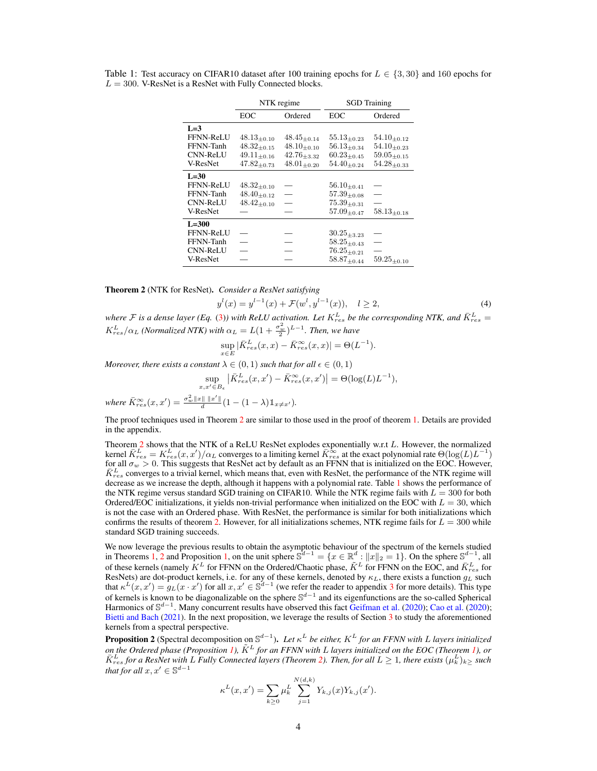Table 1: Test accuracy on CIFAR10 dataset after 100 training epochs for $L \in \{3, 30\}$ and 160 epochs for $L = 300$. V-ResNet is a ResNet with Fully Connected blocks.

| | NTK regime | | SGD Training | |
|---|---|---|---|---|
| | EOC | Ordered | EOC | Ordered |
| **L=3** | | | | |
| FFNN-ReLU | $48.13_{\pm 0.10}$ | $48.45_{\pm 0.14}$ | $55.13_{\pm 0.23}$ | $54.10_{\pm 0.12}$ |
| FFNN-Tanh | $48.32_{\pm 0.15}$ | $48.10_{\pm 0.10}$ | $56.13_{\pm 0.34}$ | $54.10_{\pm 0.23}$ |
| CNN-ReLU | $49.11_{\pm 0.16}$ | $42.76_{\pm 3.32}$ | $60.23_{\pm 0.45}$ | $59.05_{\pm 0.15}$ |
| V-ResNet | $47.82_{\pm 0.73}$ | $48.01_{\pm 0.20}$ | $54.40_{\pm 0.24}$ | $54.28_{\pm 0.33}$ |
| **L=30** | | | | |
| FFNN-ReLU | $48.32_{\pm 0.10}$ | — | $56.10_{\pm 0.41}$ | — |
| FFNN-Tanh | $48.40_{\pm 0.12}$ | — | $57.39_{\pm 0.08}$ | — |
| CNN-ReLU | $48.42_{\pm 0.10}$ | — | $75.39_{\pm 0.31}$ | — |
| V-ResNet | — | — | $57.09_{\pm 0.47}$ | $58.13_{\pm 0.18}$ |
| **L=300** | | | | |
| FFNN-ReLU | — | — | $30.25_{\pm 3.23}$ | — |
| FFNN-Tanh | — | — | $58.25_{\pm 0.43}$ | — |
| CNN-ReLU | — | — | $76.25_{\pm 0.21}$ | — |
| V-ResNet | — | — | $58.87_{\pm 0.44}$ | $59.25_{\pm 0.10}$ |

**Theorem 2** (NTK for ResNet). *Consider a ResNet satisfying*

$$y^l(x) = y^{l-1}(x) + \mathcal{F}(w^l, y^{l-1}(x)), \quad l \geq 2, \tag{4}$$

*where $\mathcal{F}$ is a dense layer (Eq. (3)) with ReLU activation. Let $K^L_{res}$ be the corresponding NTK, and $\bar{K}^L_{res} = K^L_{res}/\alpha_L$ (Normalized NTK) with $\alpha_L = L(1 + \frac{\sigma_w^2}{2})^{L-1}$. Then, we have*

$$\sup_{x \in E} |\bar{K}^L_{res}(x, x) - \bar{K}^\infty_{res}(x, x)| = \Theta(L^{-1}).$$

*Moreover, there exists a constant $\lambda \in (0, 1)$ such that for all $\epsilon \in (0, 1)$*

$$\sup_{x, x' \in B_\epsilon} \left|\bar{K}^L_{res}(x, x') - \bar{K}^\infty_{res}(x, x')\right| = \Theta(\log(L)L^{-1}),$$

*where $\bar{K}^\infty_{res}(x, x') = \frac{\sigma_w^2 \|x\| \, \|x'\|}{d}(1 - (1 - \lambda)\mathbb{1}_{x \neq x'})$.*

The proof techniques used in Theorem 2 are similar to those used in the proof of theorem 1. Details are provided in the appendix.

Theorem 2 shows that the NTK of a ReLU ResNet explodes exponentially w.r.t $L$. However, the normalized kernel $\bar{K}^L_{res} = K^L_{res}(x, x')/\alpha_L$ converges to a limiting kernel $\bar{K}^\infty_{res}$ at the exact polynomial rate $\Theta(\log(L)L^{-1})$ for all $\sigma_w > 0$. This suggests that ResNet act by default as an FFNN that is initialized on the EOC. However, $\bar{K}^L_{res}$ converges to a trivial kernel, which means that, even with ResNet, the performance of the NTK regime will decrease as we increase the depth, although it happens with a polynomial rate. Table 1 shows the performance of the NTK regime versus standard SGD training on CIFAR10. While the NTK regime fails with $L = 300$ for both Ordered/EOC initializations, it yields non-trivial performance when initialized on the EOC with $L = 30$, which is not the case with an Ordered phase. With ResNet, the performance is similar for both initializations which confirms the results of theorem 2. However, for all initializations schemes, NTK regime fails for $L = 300$ while standard SGD training succeeds.

We now leverage the previous results to obtain the asymptotic behaviour of the spectrum of the kernels studied in Theorems 1, 2 and Proposition 1, on the unit sphere $\mathbb{S}^{d-1} = \{x \in \mathbb{R}^d : \|x\|_2 = 1\}$. On the sphere $\mathbb{S}^{d-1}$, all of these kernels (namely $K^L$ for FFNN on the Ordered/Chaotic phase, $\bar{K}^L$ for FFNN on the EOC, and $\bar{K}^L_{res}$ for ResNets) are dot-product kernels, i.e. for any of these kernels, denoted by $\kappa_L$, there exists a function $g_L$ such that $\kappa^L(x, x') = g_L(x \cdot x')$ for all $x, x' \in \mathbb{S}^{d-1}$ (we refer the reader to appendix 3 for more details). This type of kernels is known to be diagonalizable on the sphere $\mathbb{S}^{d-1}$ and its eigenfunctions are the so-called Spherical Harmonics of $\mathbb{S}^{d-1}$. Many concurrent results have observed this fact Geifman et al. (2020); Cao et al. (2020); Bietti and Bach (2021). In the next proposition, we leverage the results of Section 3 to study the aforementioned kernels from a spectral perspective.

**Proposition 2** (Spectral decomposition on $\mathbb{S}^{d-1}$). *Let $\kappa^L$ be either, $K^L$ for an FFNN with L layers initialized on the Ordered phase (Proposition 1), $\bar{K}^L$ for an FFNN with L layers initialized on the EOC (Theorem 1), or $\bar{K}^L_{res}$ for a ResNet with L Fully Connected layers (Theorem 2). Then, for all $L \geq 1$, there exists $(\mu^L_k)_{k\geq}$ such that for all $x, x' \in \mathbb{S}^{d-1}$*

$$\kappa^L(x, x') = \sum_{k \geq 0} \mu^L_k \sum_{j=1}^{N(d,k)} Y_{k,j}(x)Y_{k,j}(x').$$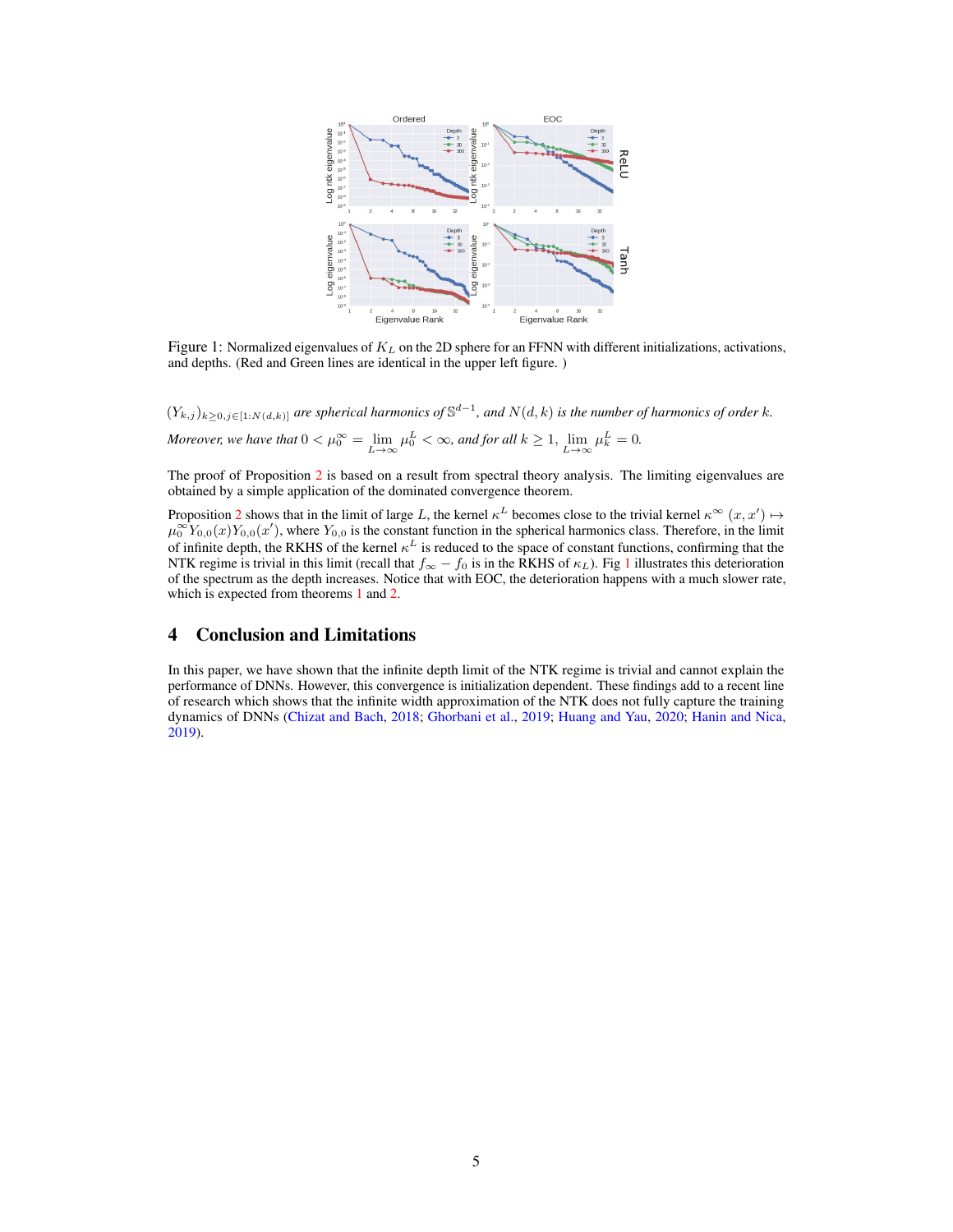Figure 1: Normalized eigenvalues of $K_L$ on the 2D sphere for an FFNN with different initializations, activations, and depths. (Red and Green lines are identical in the upper left figure. )

$(Y_{k,j})_{k\geq 0, j\in[1:N(d,k)]}$ *are spherical harmonics of* $\mathbb{S}^{d-1}$*, and* $N(d,k)$ *is the number of harmonics of order* $k$*. Moreover, we have that* $0 < \mu_0^\infty = \lim_{L\to\infty} \mu_0^L < \infty$*, and for all* $k \geq 1$*,* $\lim_{L\to\infty} \mu_k^L = 0$*.*

The proof of Proposition 2 is based on a result from spectral theory analysis. The limiting eigenvalues are obtained by a simple application of the dominated convergence theorem.

Proposition 2 shows that in the limit of large $L$, the kernel $\kappa^L$ becomes close to the trivial kernel $\kappa^\infty(x, x') \mapsto \mu_0^\infty Y_{0,0}(x)Y_{0,0}(x')$, where $Y_{0,0}$ is the constant function in the spherical harmonics class. Therefore, in the limit of infinite depth, the RKHS of the kernel $\kappa^L$ is reduced to the space of constant functions, confirming that the NTK regime is trivial in this limit (recall that $f_\infty - f_0$ is in the RKHS of $\kappa_L$). Fig 1 illustrates this deterioration of the spectrum as the depth increases. Notice that with EOC, the deterioration happens with a much slower rate, which is expected from theorems 1 and 2.

## 4 Conclusion and Limitations

In this paper, we have shown that the infinite depth limit of the NTK regime is trivial and cannot explain the performance of DNNs. However, this convergence is initialization dependent. These findings add to a recent line of research which shows that the infinite width approximation of the NTK does not fully capture the training dynamics of DNNs (Chizat and Bach, 2018; Ghorbani et al., 2019; Huang and Yau, 2020; Hanin and Nica, 2019).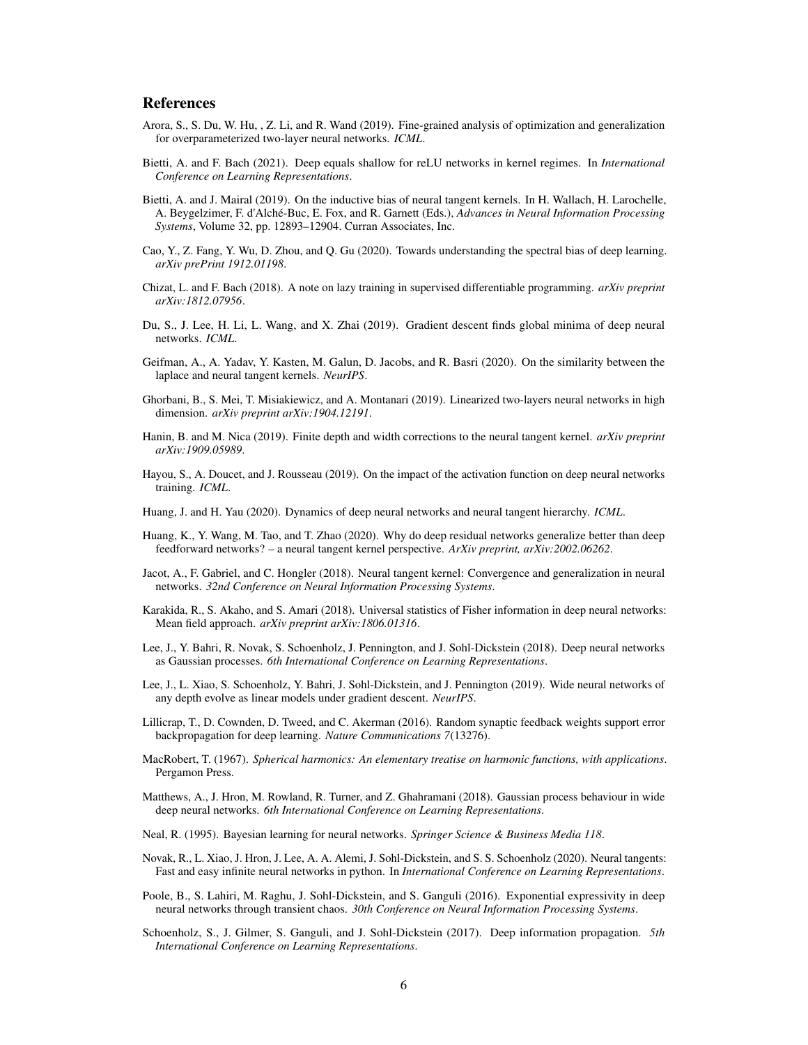## References

Arora, S., S. Du, W. Hu, , Z. Li, and R. Wand (2019). Fine-grained analysis of optimization and generalization for overparameterized two-layer neural networks. *ICML*.

Bietti, A. and F. Bach (2021). Deep equals shallow for reLU networks in kernel regimes. In *International Conference on Learning Representations*.

Bietti, A. and J. Mairal (2019). On the inductive bias of neural tangent kernels. In H. Wallach, H. Larochelle, A. Beygelzimer, F. d'Alché-Buc, E. Fox, and R. Garnett (Eds.), *Advances in Neural Information Processing Systems*, Volume 32, pp. 12893–12904. Curran Associates, Inc.

Cao, Y., Z. Fang, Y. Wu, D. Zhou, and Q. Gu (2020). Towards understanding the spectral bias of deep learning. *arXiv prePrint 1912.01198*.

Chizat, L. and F. Bach (2018). A note on lazy training in supervised differentiable programming. *arXiv preprint arXiv:1812.07956*.

Du, S., J. Lee, H. Li, L. Wang, and X. Zhai (2019). Gradient descent finds global minima of deep neural networks. *ICML*.

Geifman, A., A. Yadav, Y. Kasten, M. Galun, D. Jacobs, and R. Basri (2020). On the similarity between the laplace and neural tangent kernels. *NeurIPS*.

Ghorbani, B., S. Mei, T. Misiakiewicz, and A. Montanari (2019). Linearized two-layers neural networks in high dimension. *arXiv preprint arXiv:1904.12191*.

Hanin, B. and M. Nica (2019). Finite depth and width corrections to the neural tangent kernel. *arXiv preprint arXiv:1909.05989*.

Hayou, S., A. Doucet, and J. Rousseau (2019). On the impact of the activation function on deep neural networks training. *ICML*.

Huang, J. and H. Yau (2020). Dynamics of deep neural networks and neural tangent hierarchy. *ICML*.

Huang, K., Y. Wang, M. Tao, and T. Zhao (2020). Why do deep residual networks generalize better than deep feedforward networks? – a neural tangent kernel perspective. *ArXiv preprint, arXiv:2002.06262*.

Jacot, A., F. Gabriel, and C. Hongler (2018). Neural tangent kernel: Convergence and generalization in neural networks. *32nd Conference on Neural Information Processing Systems*.

Karakida, R., S. Akaho, and S. Amari (2018). Universal statistics of Fisher information in deep neural networks: Mean field approach. *arXiv preprint arXiv:1806.01316*.

Lee, J., Y. Bahri, R. Novak, S. Schoenholz, J. Pennington, and J. Sohl-Dickstein (2018). Deep neural networks as Gaussian processes. *6th International Conference on Learning Representations*.

Lee, J., L. Xiao, S. Schoenholz, Y. Bahri, J. Sohl-Dickstein, and J. Pennington (2019). Wide neural networks of any depth evolve as linear models under gradient descent. *NeurIPS*.

Lillicrap, T., D. Cownden, D. Tweed, and C. Akerman (2016). Random synaptic feedback weights support error backpropagation for deep learning. *Nature Communications 7*(13276).

MacRobert, T. (1967). *Spherical harmonics: An elementary treatise on harmonic functions, with applications*. Pergamon Press.

Matthews, A., J. Hron, M. Rowland, R. Turner, and Z. Ghahramani (2018). Gaussian process behaviour in wide deep neural networks. *6th International Conference on Learning Representations*.

Neal, R. (1995). Bayesian learning for neural networks. *Springer Science & Business Media 118*.

Novak, R., L. Xiao, J. Hron, J. Lee, A. A. Alemi, J. Sohl-Dickstein, and S. S. Schoenholz (2020). Neural tangents: Fast and easy infinite neural networks in python. In *International Conference on Learning Representations*.

Poole, B., S. Lahiri, M. Raghu, J. Sohl-Dickstein, and S. Ganguli (2016). Exponential expressivity in deep neural networks through transient chaos. *30th Conference on Neural Information Processing Systems*.

Schoenholz, S., J. Gilmer, S. Ganguli, and J. Sohl-Dickstein (2017). Deep information propagation. *5th International Conference on Learning Representations*.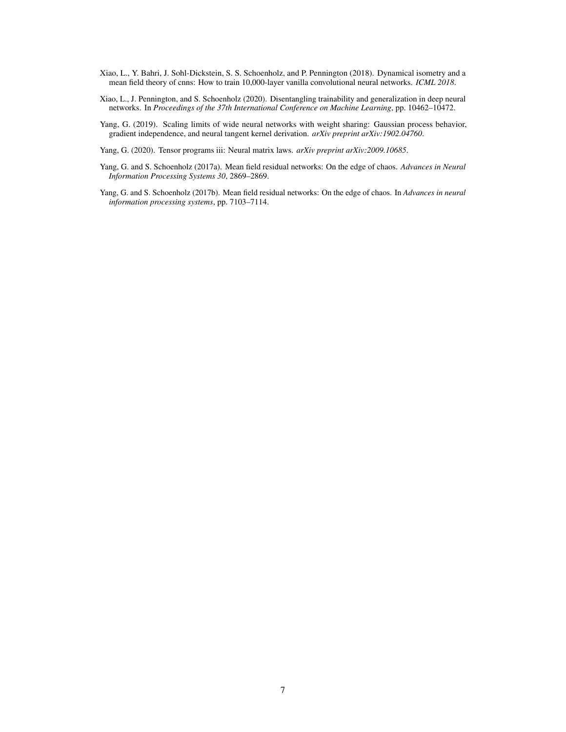Xiao, L., Y. Bahri, J. Sohl-Dickstein, S. S. Schoenholz, and P. Pennington (2018). Dynamical isometry and a mean field theory of cnns: How to train 10,000-layer vanilla convolutional neural networks. *ICML 2018*.

Xiao, L., J. Pennington, and S. Schoenholz (2020). Disentangling trainability and generalization in deep neural networks. In *Proceedings of the 37th International Conference on Machine Learning*, pp. 10462–10472.

Yang, G. (2019). Scaling limits of wide neural networks with weight sharing: Gaussian process behavior, gradient independence, and neural tangent kernel derivation. *arXiv preprint arXiv:1902.04760*.

Yang, G. (2020). Tensor programs iii: Neural matrix laws. *arXiv preprint arXiv:2009.10685*.

Yang, G. and S. Schoenholz (2017a). Mean field residual networks: On the edge of chaos. *Advances in Neural Information Processing Systems 30*, 2869–2869.

Yang, G. and S. Schoenholz (2017b). Mean field residual networks: On the edge of chaos. In *Advances in neural information processing systems*, pp. 7103–7114.